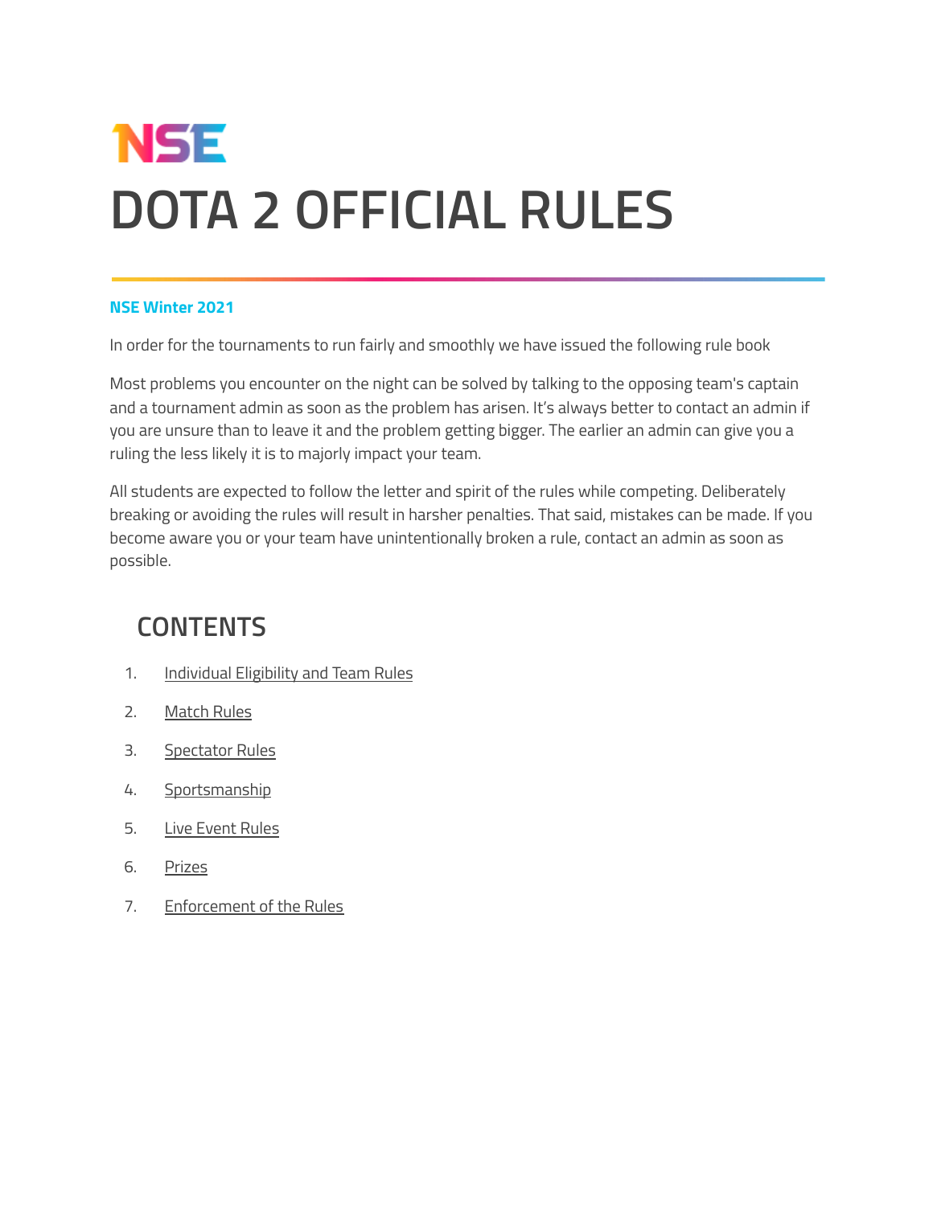NSE

# DOTA 2 OFFICIAL RULES

**NSE Winter 2021**

In order for the tournaments to run fairly and smoothly we have issued the following rule book

Most problems you encounter on the night can be solved by talking to the opposing team's captain and a tournament admin as soon as the problem has arisen. It's always better to contact an admin if you are unsure than to leave it and the problem getting bigger. The earlier an admin can give you a ruling the less likely it is to majorly impact your team.

All students are expected to follow the letter and spirit of the rules while competing. Deliberately breaking or avoiding the rules will result in harsher penalties. That said, mistakes can be made. If you become aware you or your team have unintentionally broken a rule, contact an admin as soon as possible.

## CONTENTS

1. Individual Eligibility and Team Rules
2. Match Rules
3. Spectator Rules
4. Sportsmanship
5. Live Event Rules
6. Prizes
7. Enforcement of the Rules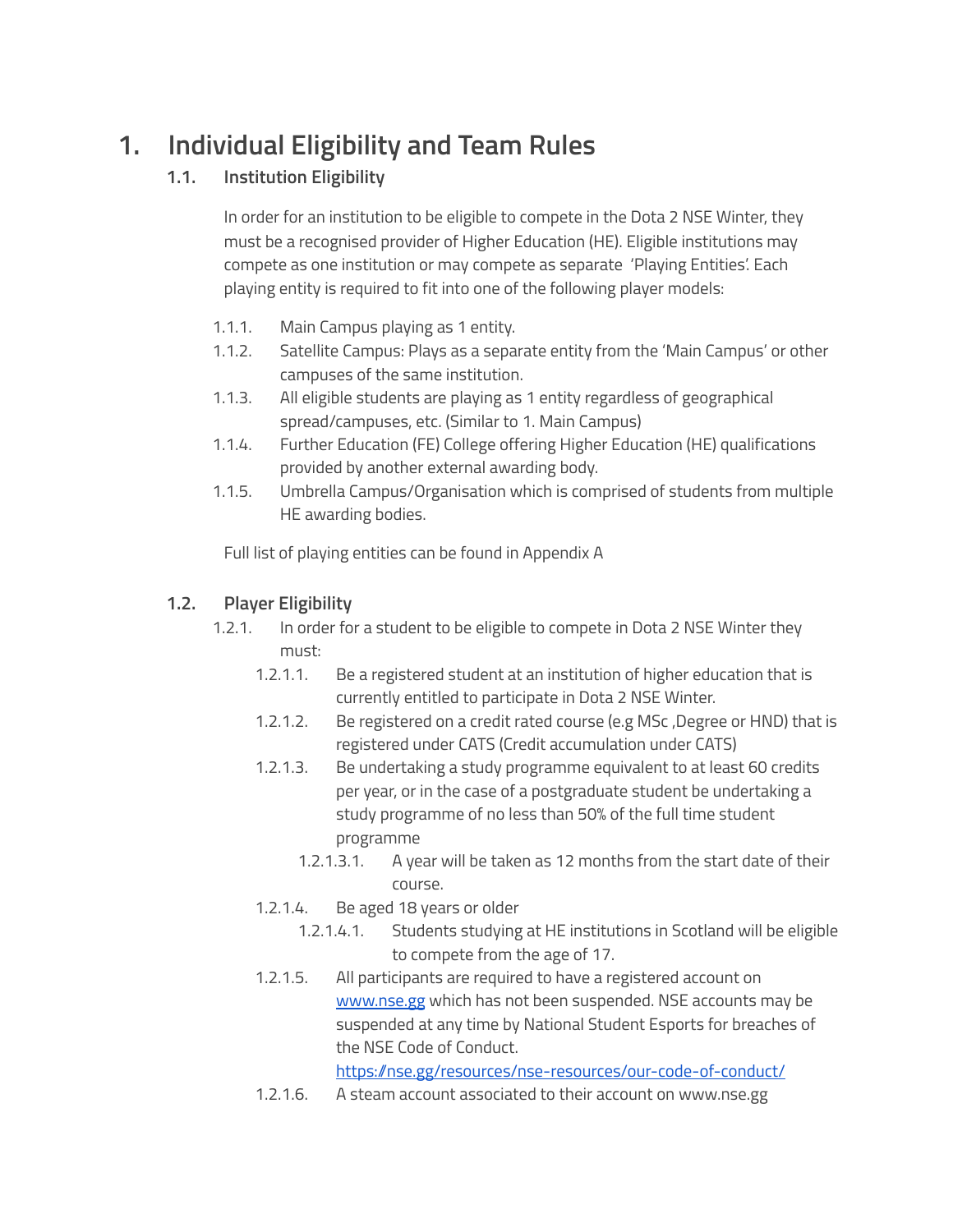# 1. Individual Eligibility and Team Rules

## 1.1. Institution Eligibility

In order for an institution to be eligible to compete in the Dota 2 NSE Winter, they must be a recognised provider of Higher Education (HE). Eligible institutions may compete as one institution or may compete as separate 'Playing Entities'. Each playing entity is required to fit into one of the following player models:

- 1.1.1. Main Campus playing as 1 entity.
- 1.1.2. Satellite Campus: Plays as a separate entity from the 'Main Campus' or other campuses of the same institution.
- 1.1.3. All eligible students are playing as 1 entity regardless of geographical spread/campuses, etc. (Similar to 1. Main Campus)
- 1.1.4. Further Education (FE) College offering Higher Education (HE) qualifications provided by another external awarding body.
- 1.1.5. Umbrella Campus/Organisation which is comprised of students from multiple HE awarding bodies.

Full list of playing entities can be found in Appendix A

## 1.2. Player Eligibility

- 1.2.1. In order for a student to be eligible to compete in Dota 2 NSE Winter they must:
  - 1.2.1.1. Be a registered student at an institution of higher education that is currently entitled to participate in Dota 2 NSE Winter.
  - 1.2.1.2. Be registered on a credit rated course (e.g MSc ,Degree or HND) that is registered under CATS (Credit accumulation under CATS)
  - 1.2.1.3. Be undertaking a study programme equivalent to at least 60 credits per year, or in the case of a postgraduate student be undertaking a study programme of no less than 50% of the full time student programme
    - 1.2.1.3.1. A year will be taken as 12 months from the start date of their course.
  - 1.2.1.4. Be aged 18 years or older
    - 1.2.1.4.1. Students studying at HE institutions in Scotland will be eligible to compete from the age of 17.
  - 1.2.1.5. All participants are required to have a registered account on www.nse.gg which has not been suspended. NSE accounts may be suspended at any time by National Student Esports for breaches of the NSE Code of Conduct. https://nse.gg/resources/nse-resources/our-code-of-conduct/
  - 1.2.1.6. A steam account associated to their account on www.nse.gg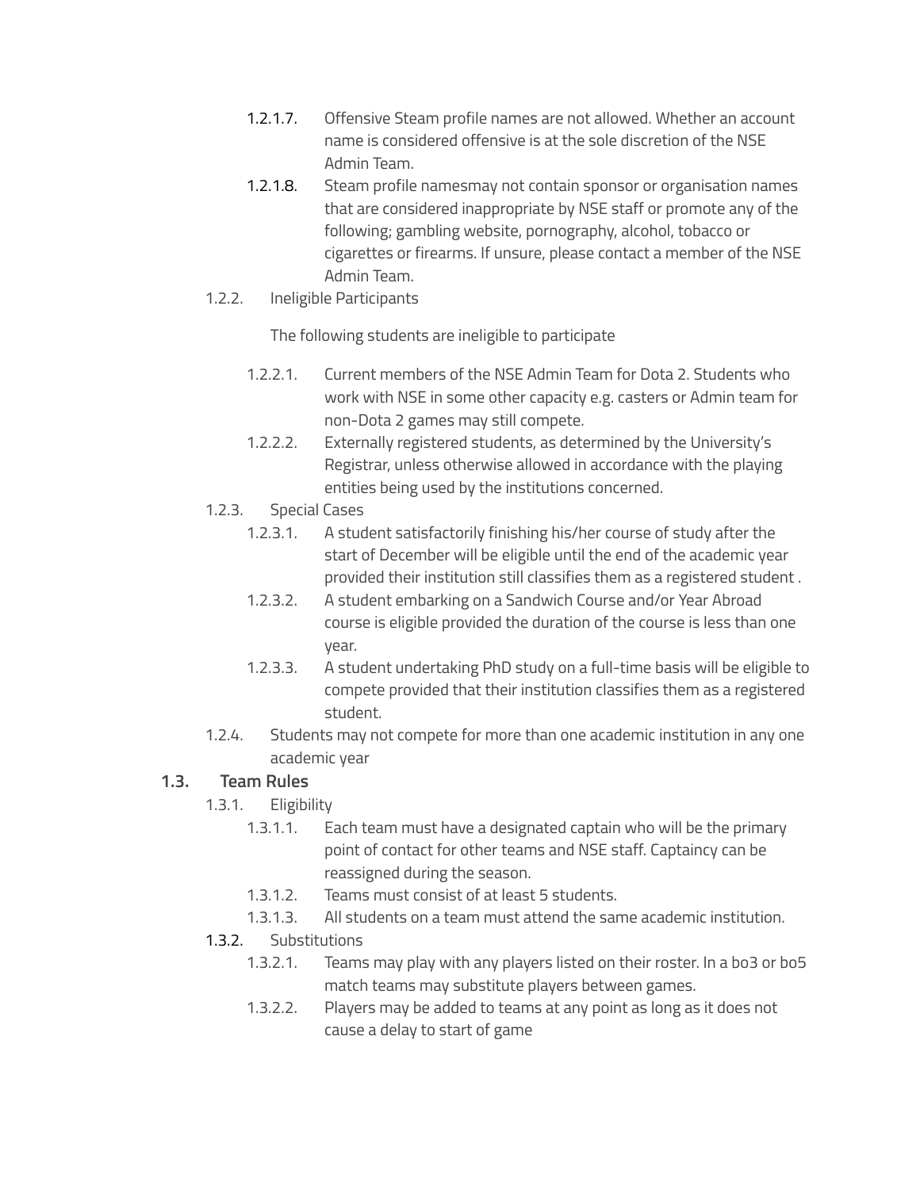- 1.2.1.7. Offensive Steam profile names are not allowed. Whether an account name is considered offensive is at the sole discretion of the NSE Admin Team.
- 1.2.1.8. Steam profile namesmay not contain sponsor or organisation names that are considered inappropriate by NSE staff or promote any of the following; gambling website, pornography, alcohol, tobacco or cigarettes or firearms. If unsure, please contact a member of the NSE Admin Team.

1.2.2. Ineligible Participants

The following students are ineligible to participate

- 1.2.2.1. Current members of the NSE Admin Team for Dota 2. Students who work with NSE in some other capacity e.g. casters or Admin team for non-Dota 2 games may still compete.
- 1.2.2.2. Externally registered students, as determined by the University's Registrar, unless otherwise allowed in accordance with the playing entities being used by the institutions concerned.

1.2.3. Special Cases

- 1.2.3.1. A student satisfactorily finishing his/her course of study after the start of December will be eligible until the end of the academic year provided their institution still classifies them as a registered student .
- 1.2.3.2. A student embarking on a Sandwich Course and/or Year Abroad course is eligible provided the duration of the course is less than one year.
- 1.2.3.3. A student undertaking PhD study on a full-time basis will be eligible to compete provided that their institution classifies them as a registered student.

1.2.4. Students may not compete for more than one academic institution in any one academic year

## 1.3. Team Rules

1.3.1. Eligibility

- 1.3.1.1. Each team must have a designated captain who will be the primary point of contact for other teams and NSE staff. Captaincy can be reassigned during the season.
- 1.3.1.2. Teams must consist of at least 5 students.
- 1.3.1.3. All students on a team must attend the same academic institution.

1.3.2. Substitutions

- 1.3.2.1. Teams may play with any players listed on their roster. In a bo3 or bo5 match teams may substitute players between games.
- 1.3.2.2. Players may be added to teams at any point as long as it does not cause a delay to start of game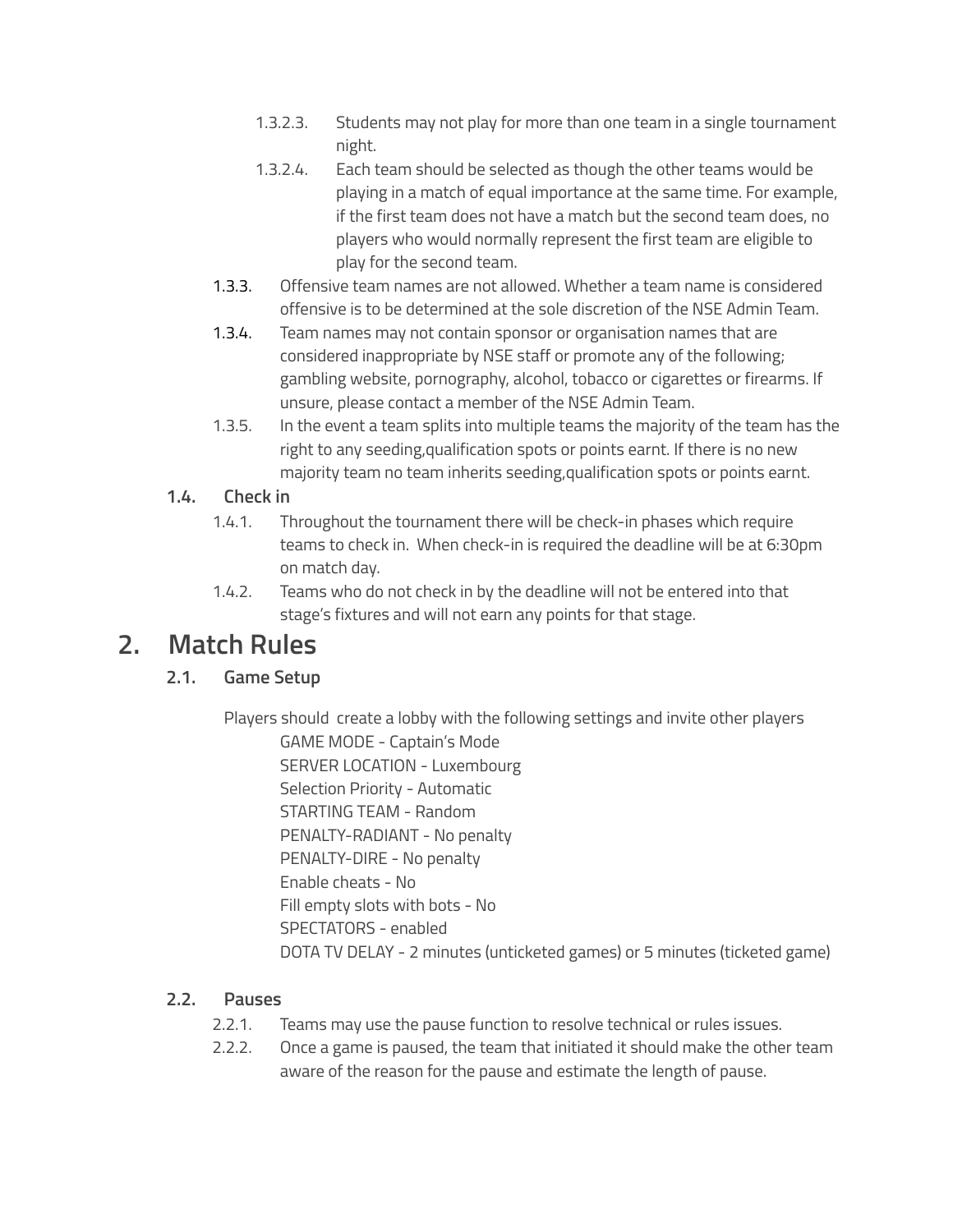1.3.2.3. Students may not play for more than one team in a single tournament night.

1.3.2.4. Each team should be selected as though the other teams would be playing in a match of equal importance at the same time. For example, if the first team does not have a match but the second team does, no players who would normally represent the first team are eligible to play for the second team.

1.3.3. Offensive team names are not allowed. Whether a team name is considered offensive is to be determined at the sole discretion of the NSE Admin Team.

1.3.4. Team names may not contain sponsor or organisation names that are considered inappropriate by NSE staff or promote any of the following; gambling website, pornography, alcohol, tobacco or cigarettes or firearms. If unsure, please contact a member of the NSE Admin Team.

1.3.5. In the event a team splits into multiple teams the majority of the team has the right to any seeding,qualification spots or points earnt. If there is no new majority team no team inherits seeding,qualification spots or points earnt.

### 1.4. Check in

1.4.1. Throughout the tournament there will be check-in phases which require teams to check in. When check-in is required the deadline will be at 6:30pm on match day.

1.4.2. Teams who do not check in by the deadline will not be entered into that stage's fixtures and will not earn any points for that stage.

# 2. Match Rules

### 2.1. Game Setup

Players should create a lobby with the following settings and invite other players

GAME MODE - Captain's Mode
SERVER LOCATION - Luxembourg
Selection Priority - Automatic
STARTING TEAM - Random
PENALTY-RADIANT - No penalty
PENALTY-DIRE - No penalty
Enable cheats - No
Fill empty slots with bots - No
SPECTATORS - enabled
DOTA TV DELAY - 2 minutes (unticketed games) or 5 minutes (ticketed game)

### 2.2. Pauses

2.2.1. Teams may use the pause function to resolve technical or rules issues.

2.2.2. Once a game is paused, the team that initiated it should make the other team aware of the reason for the pause and estimate the length of pause.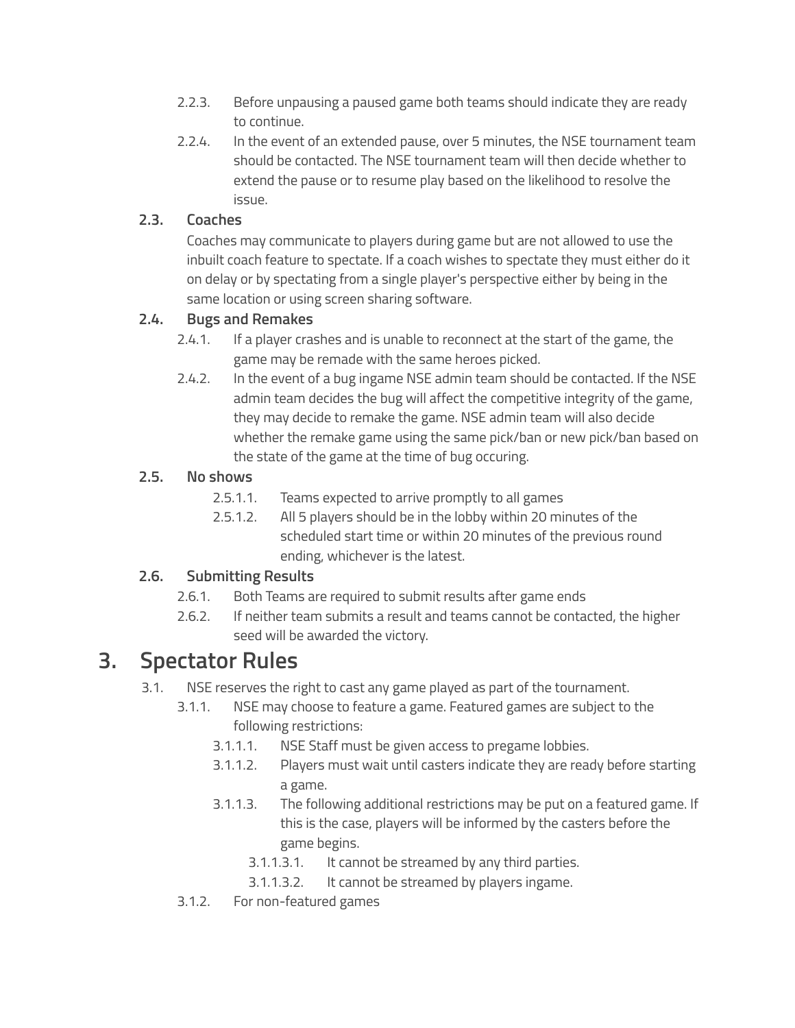2.2.3. Before unpausing a paused game both teams should indicate they are ready to continue.

2.2.4. In the event of an extended pause, over 5 minutes, the NSE tournament team should be contacted. The NSE tournament team will then decide whether to extend the pause or to resume play based on the likelihood to resolve the issue.

### 2.3. Coaches

Coaches may communicate to players during game but are not allowed to use the inbuilt coach feature to spectate. If a coach wishes to spectate they must either do it on delay or by spectating from a single player's perspective either by being in the same location or using screen sharing software.

### 2.4. Bugs and Remakes

2.4.1. If a player crashes and is unable to reconnect at the start of the game, the game may be remade with the same heroes picked.

2.4.2. In the event of a bug ingame NSE admin team should be contacted. If the NSE admin team decides the bug will affect the competitive integrity of the game, they may decide to remake the game. NSE admin team will also decide whether the remake game using the same pick/ban or new pick/ban based on the state of the game at the time of bug occuring.

### 2.5. No shows

2.5.1.1. Teams expected to arrive promptly to all games

2.5.1.2. All 5 players should be in the lobby within 20 minutes of the scheduled start time or within 20 minutes of the previous round ending, whichever is the latest.

### 2.6. Submitting Results

2.6.1. Both Teams are required to submit results after game ends

2.6.2. If neither team submits a result and teams cannot be contacted, the higher seed will be awarded the victory.

# 3. Spectator Rules

3.1. NSE reserves the right to cast any game played as part of the tournament.

3.1.1. NSE may choose to feature a game. Featured games are subject to the following restrictions:

3.1.1.1. NSE Staff must be given access to pregame lobbies.

3.1.1.2. Players must wait until casters indicate they are ready before starting a game.

3.1.1.3. The following additional restrictions may be put on a featured game. If this is the case, players will be informed by the casters before the game begins.

3.1.1.3.1. It cannot be streamed by any third parties.

3.1.1.3.2. It cannot be streamed by players ingame.

3.1.2. For non-featured games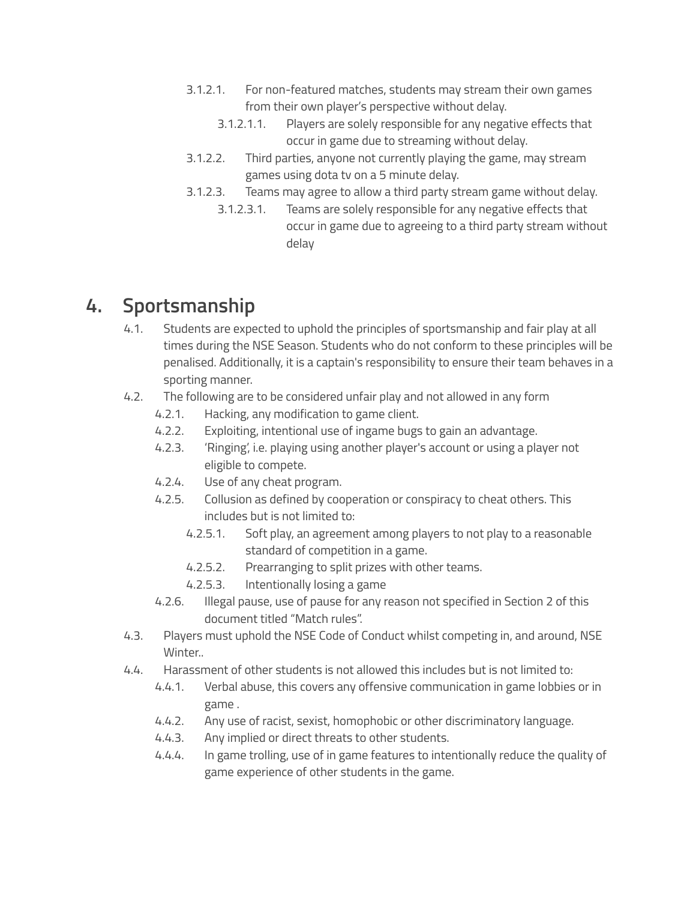- 3.1.2.1. For non-featured matches, students may stream their own games from their own player's perspective without delay.
  - 3.1.2.1.1. Players are solely responsible for any negative effects that occur in game due to streaming without delay.
- 3.1.2.2. Third parties, anyone not currently playing the game, may stream games using dota tv on a 5 minute delay.
- 3.1.2.3. Teams may agree to allow a third party stream game without delay.
  - 3.1.2.3.1. Teams are solely responsible for any negative effects that occur in game due to agreeing to a third party stream without delay

# 4. Sportsmanship

- 4.1. Students are expected to uphold the principles of sportsmanship and fair play at all times during the NSE Season. Students who do not conform to these principles will be penalised. Additionally, it is a captain's responsibility to ensure their team behaves in a sporting manner.
- 4.2. The following are to be considered unfair play and not allowed in any form
  - 4.2.1. Hacking, any modification to game client.
  - 4.2.2. Exploiting, intentional use of ingame bugs to gain an advantage.
  - 4.2.3. 'Ringing', i.e. playing using another player's account or using a player not eligible to compete.
  - 4.2.4. Use of any cheat program.
  - 4.2.5. Collusion as defined by cooperation or conspiracy to cheat others. This includes but is not limited to:
    - 4.2.5.1. Soft play, an agreement among players to not play to a reasonable standard of competition in a game.
    - 4.2.5.2. Prearranging to split prizes with other teams.
    - 4.2.5.3. Intentionally losing a game
  - 4.2.6. Illegal pause, use of pause for any reason not specified in Section 2 of this document titled "Match rules".
- 4.3. Players must uphold the NSE Code of Conduct whilst competing in, and around, NSE Winter..
- 4.4. Harassment of other students is not allowed this includes but is not limited to:
  - 4.4.1. Verbal abuse, this covers any offensive communication in game lobbies or in game .
  - 4.4.2. Any use of racist, sexist, homophobic or other discriminatory language.
  - 4.4.3. Any implied or direct threats to other students.
  - 4.4.4. In game trolling, use of in game features to intentionally reduce the quality of game experience of other students in the game.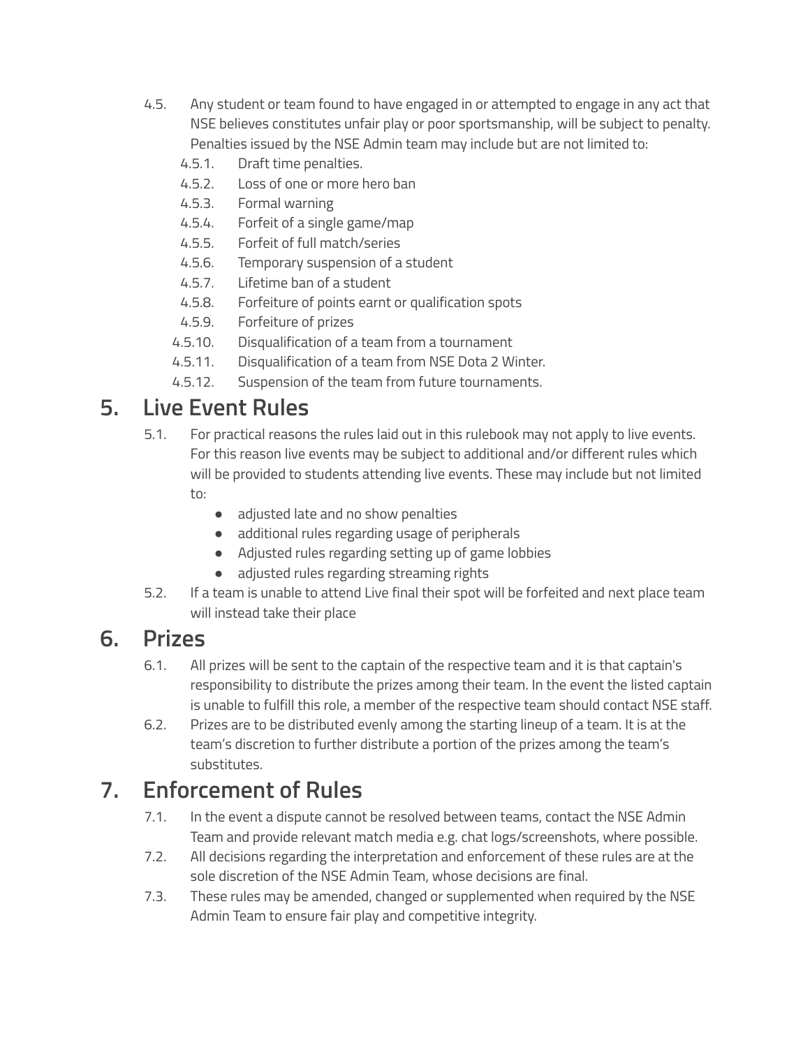4.5. Any student or team found to have engaged in or attempted to engage in any act that NSE believes constitutes unfair play or poor sportsmanship, will be subject to penalty. Penalties issued by the NSE Admin team may include but are not limited to:

- 4.5.1. Draft time penalties.
- 4.5.2. Loss of one or more hero ban
- 4.5.3. Formal warning
- 4.5.4. Forfeit of a single game/map
- 4.5.5. Forfeit of full match/series
- 4.5.6. Temporary suspension of a student
- 4.5.7. Lifetime ban of a student
- 4.5.8. Forfeiture of points earnt or qualification spots
- 4.5.9. Forfeiture of prizes
- 4.5.10. Disqualification of a team from a tournament
- 4.5.11. Disqualification of a team from NSE Dota 2 Winter.
- 4.5.12. Suspension of the team from future tournaments.

# 5. Live Event Rules

5.1. For practical reasons the rules laid out in this rulebook may not apply to live events. For this reason live events may be subject to additional and/or different rules which will be provided to students attending live events. These may include but not limited to:

- adjusted late and no show penalties
- additional rules regarding usage of peripherals
- Adjusted rules regarding setting up of game lobbies
- adjusted rules regarding streaming rights

5.2. If a team is unable to attend Live final their spot will be forfeited and next place team will instead take their place

# 6. Prizes

6.1. All prizes will be sent to the captain of the respective team and it is that captain's responsibility to distribute the prizes among their team. In the event the listed captain is unable to fulfill this role, a member of the respective team should contact NSE staff.

6.2. Prizes are to be distributed evenly among the starting lineup of a team. It is at the team's discretion to further distribute a portion of the prizes among the team's substitutes.

# 7. Enforcement of Rules

7.1. In the event a dispute cannot be resolved between teams, contact the NSE Admin Team and provide relevant match media e.g. chat logs/screenshots, where possible.

7.2. All decisions regarding the interpretation and enforcement of these rules are at the sole discretion of the NSE Admin Team, whose decisions are final.

7.3. These rules may be amended, changed or supplemented when required by the NSE Admin Team to ensure fair play and competitive integrity.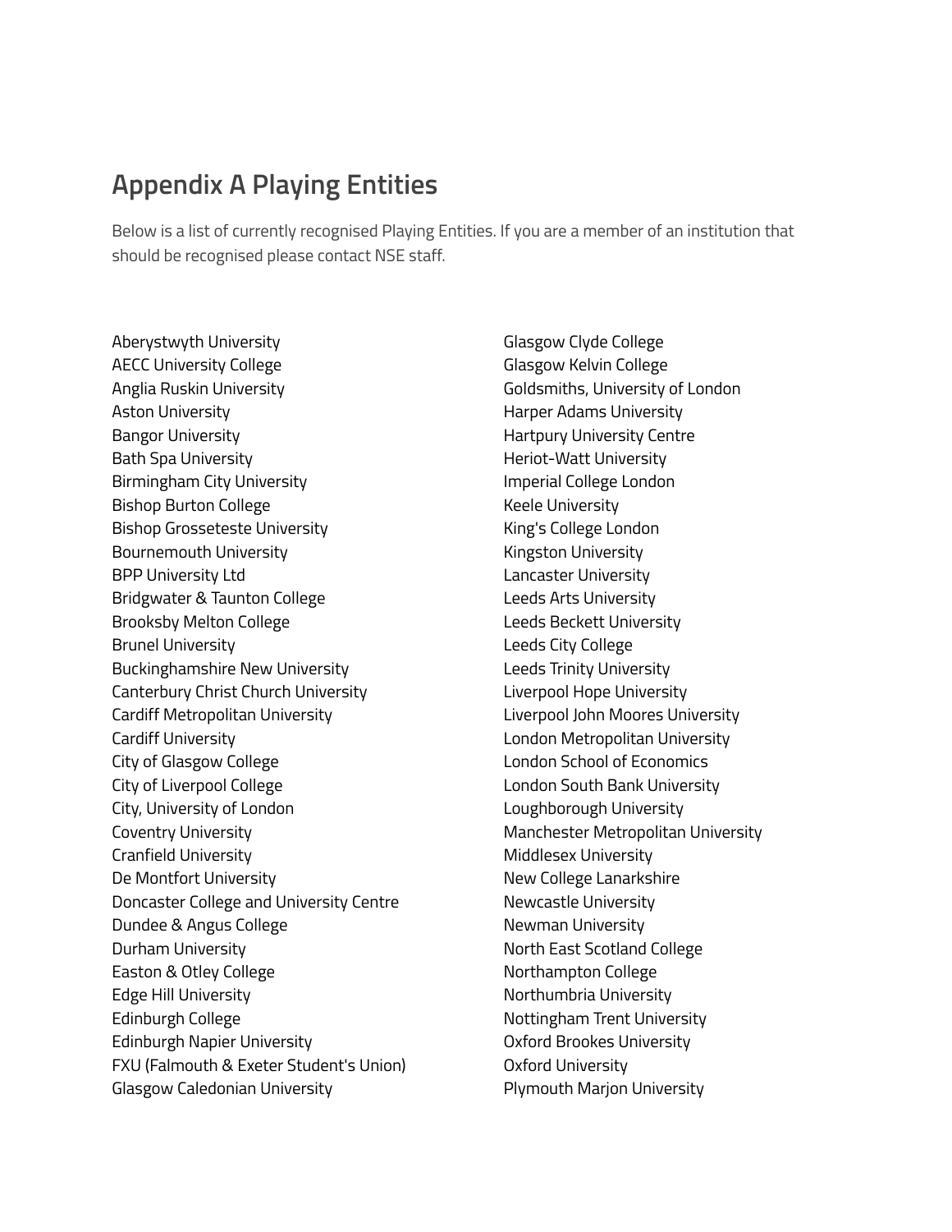## Appendix A Playing Entities

Below is a list of currently recognised Playing Entities. If you are a member of an institution that should be recognised please contact NSE staff.

Aberystwyth University
AECC University College
Anglia Ruskin University
Aston University
Bangor University
Bath Spa University
Birmingham City University
Bishop Burton College
Bishop Grosseteste University
Bournemouth University
BPP University Ltd
Bridgwater & Taunton College
Brooksby Melton College
Brunel University
Buckinghamshire New University
Canterbury Christ Church University
Cardiff Metropolitan University
Cardiff University
City of Glasgow College
City of Liverpool College
City, University of London
Coventry University
Cranfield University
De Montfort University
Doncaster College and University Centre
Dundee & Angus College
Durham University
Easton & Otley College
Edge Hill University
Edinburgh College
Edinburgh Napier University
FXU (Falmouth & Exeter Student's Union)
Glasgow Caledonian University
Glasgow Clyde College
Glasgow Kelvin College
Goldsmiths, University of London
Harper Adams University
Hartpury University Centre
Heriot-Watt University
Imperial College London
Keele University
King's College London
Kingston University
Lancaster University
Leeds Arts University
Leeds Beckett University
Leeds City College
Leeds Trinity University
Liverpool Hope University
Liverpool John Moores University
London Metropolitan University
London School of Economics
London South Bank University
Loughborough University
Manchester Metropolitan University
Middlesex University
New College Lanarkshire
Newcastle University
Newman University
North East Scotland College
Northampton College
Northumbria University
Nottingham Trent University
Oxford Brookes University
Oxford University
Plymouth Marjon University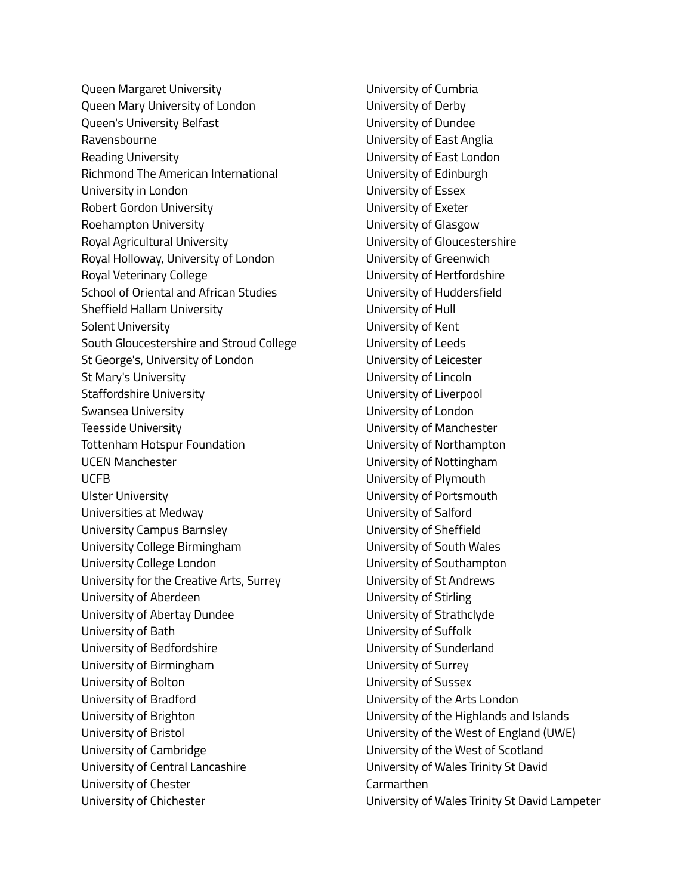Queen Margaret University
Queen Mary University of London
Queen's University Belfast
Ravensbourne
Reading University
Richmond The American International University in London
Robert Gordon University
Roehampton University
Royal Agricultural University
Royal Holloway, University of London
Royal Veterinary College
School of Oriental and African Studies
Sheffield Hallam University
Solent University
South Gloucestershire and Stroud College
St George's, University of London
St Mary's University
Staffordshire University
Swansea University
Teesside University
Tottenham Hotspur Foundation
UCEN Manchester
UCFB
Ulster University
Universities at Medway
University Campus Barnsley
University College Birmingham
University College London
University for the Creative Arts, Surrey
University of Aberdeen
University of Abertay Dundee
University of Bath
University of Bedfordshire
University of Birmingham
University of Bolton
University of Bradford
University of Brighton
University of Bristol
University of Cambridge
University of Central Lancashire
University of Chester
University of Chichester
University of Cumbria
University of Derby
University of Dundee
University of East Anglia
University of East London
University of Edinburgh
University of Essex
University of Exeter
University of Glasgow
University of Gloucestershire
University of Greenwich
University of Hertfordshire
University of Huddersfield
University of Hull
University of Kent
University of Leeds
University of Leicester
University of Lincoln
University of Liverpool
University of London
University of Manchester
University of Northampton
University of Nottingham
University of Plymouth
University of Portsmouth
University of Salford
University of Sheffield
University of South Wales
University of Southampton
University of St Andrews
University of Stirling
University of Strathclyde
University of Suffolk
University of Sunderland
University of Surrey
University of Sussex
University of the Arts London
University of the Highlands and Islands
University of the West of England (UWE)
University of the West of Scotland
University of Wales Trinity St David Carmarthen
University of Wales Trinity St David Lampeter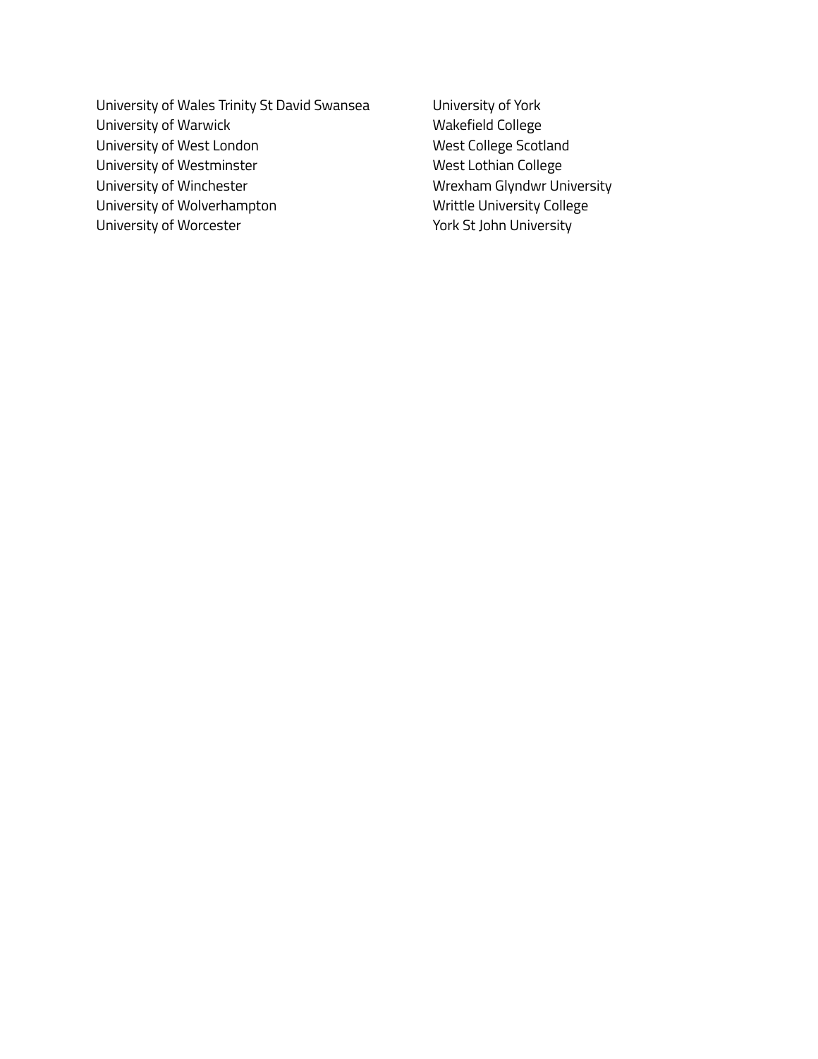University of Wales Trinity St David Swansea
University of Warwick
University of West London
University of Westminster
University of Winchester
University of Wolverhampton
University of Worcester
University of York
Wakefield College
West College Scotland
West Lothian College
Wrexham Glyndwr University
Writtle University College
York St John University